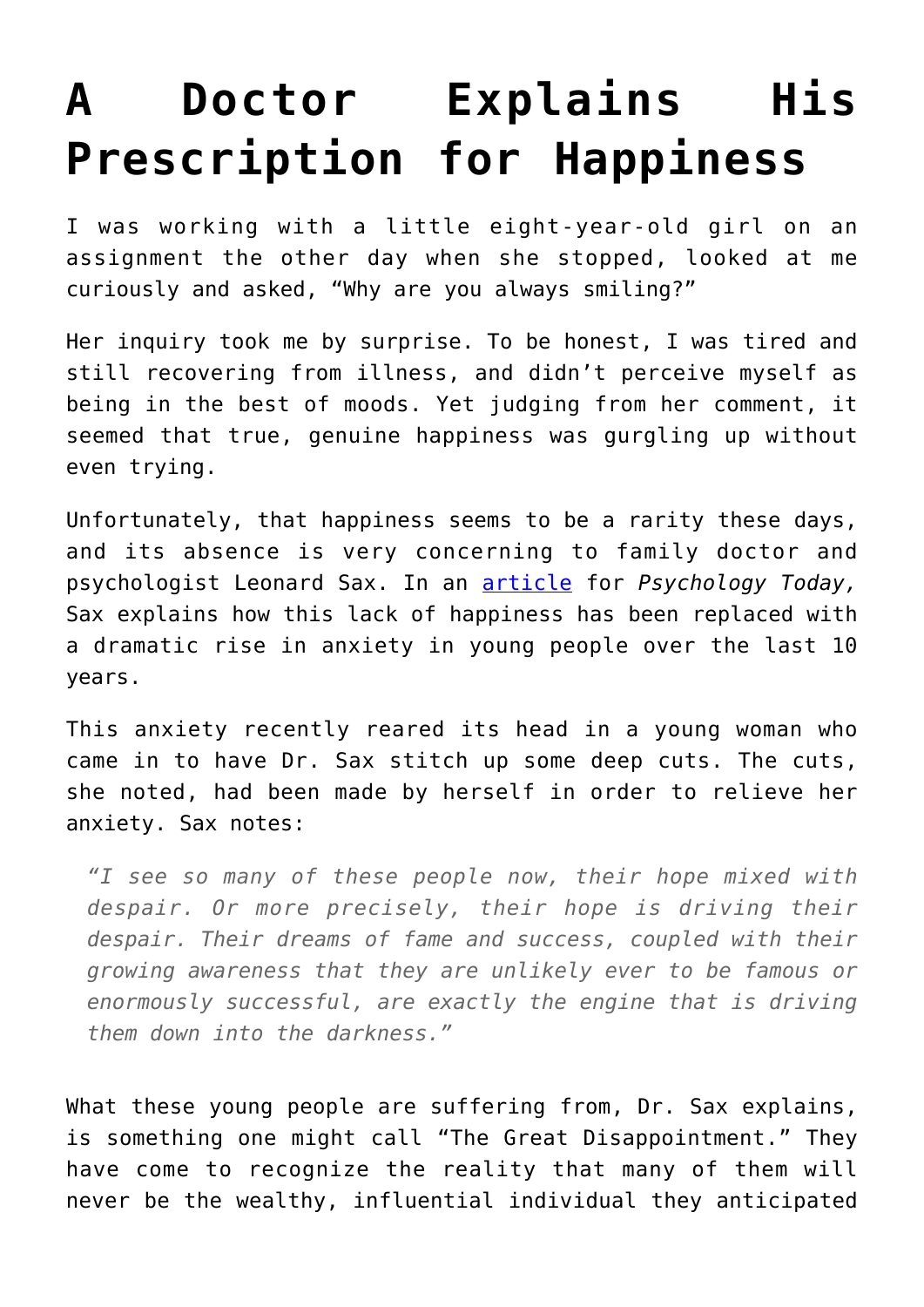# A Doctor Explains His Prescription for Happiness

I was working with a little eight-year-old girl on an assignment the other day when she stopped, looked at me curiously and asked, "Why are you always smiling?"

Her inquiry took me by surprise. To be honest, I was tired and still recovering from illness, and didn't perceive myself as being in the best of moods. Yet judging from her comment, it seemed that true, genuine happiness was gurgling up without even trying.

Unfortunately, that happiness seems to be a rarity these days, and its absence is very concerning to family doctor and psychologist Leonard Sax. In an article for *Psychology Today,* Sax explains how this lack of happiness has been replaced with a dramatic rise in anxiety in young people over the last 10 years.

This anxiety recently reared its head in a young woman who came in to have Dr. Sax stitch up some deep cuts. The cuts, she noted, had been made by herself in order to relieve her anxiety. Sax notes:

> *"I see so many of these people now, their hope mixed with despair. Or more precisely, their hope is driving their despair. Their dreams of fame and success, coupled with their growing awareness that they are unlikely ever to be famous or enormously successful, are exactly the engine that is driving them down into the darkness."*

What these young people are suffering from, Dr. Sax explains, is something one might call "The Great Disappointment." They have come to recognize the reality that many of them will never be the wealthy, influential individual they anticipated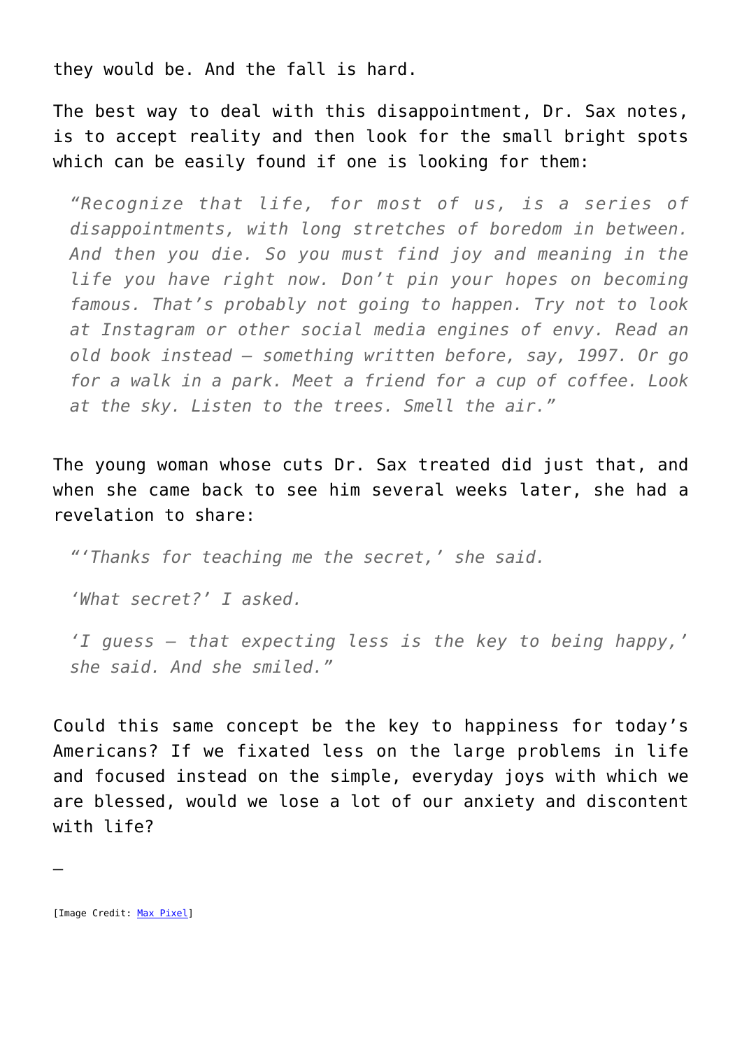they would be. And the fall is hard.

The best way to deal with this disappointment, Dr. Sax notes, is to accept reality and then look for the small bright spots which can be easily found if one is looking for them:

> *"Recognize that life, for most of us, is a series of disappointments, with long stretches of boredom in between. And then you die. So you must find joy and meaning in the life you have right now. Don't pin your hopes on becoming famous. That's probably not going to happen. Try not to look at Instagram or other social media engines of envy. Read an old book instead – something written before, say, 1997. Or go for a walk in a park. Meet a friend for a cup of coffee. Look at the sky. Listen to the trees. Smell the air."*

The young woman whose cuts Dr. Sax treated did just that, and when she came back to see him several weeks later, she had a revelation to share:

> *"'Thanks for teaching me the secret,' she said.*
>
> *'What secret?' I asked.*
>
> *'I guess – that expecting less is the key to being happy,' she said. And she smiled."*

Could this same concept be the key to happiness for today's Americans? If we fixated less on the large problems in life and focused instead on the simple, everyday joys with which we are blessed, would we lose a lot of our anxiety and discontent with life?

—

[Image Credit: [Max Pixel]]